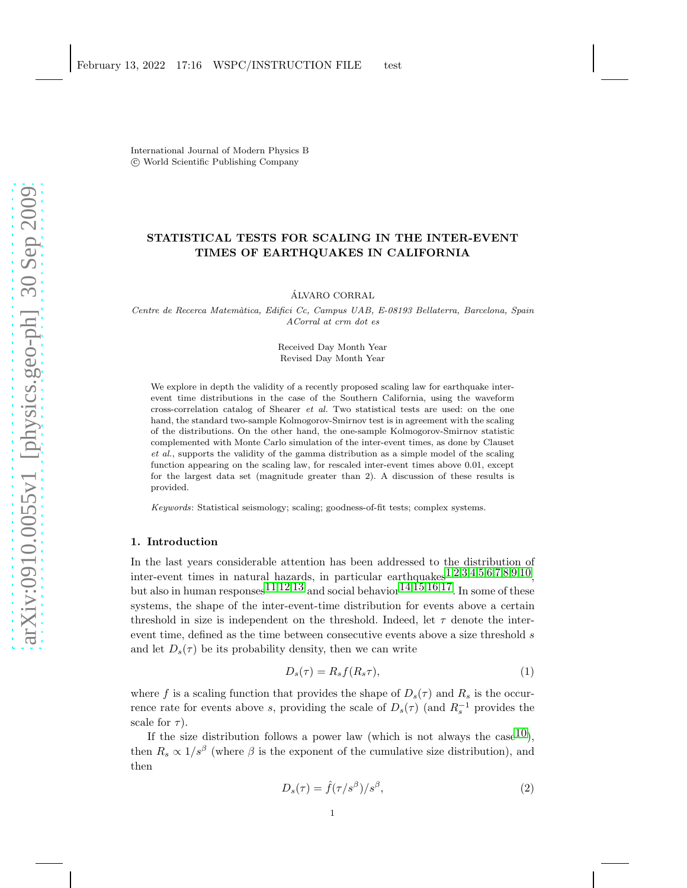International Journal of Modern Physics B
© World Scientific Publishing Company

# STATISTICAL TESTS FOR SCALING IN THE INTER-EVENT TIMES OF EARTHQUAKES IN CALIFORNIA

ÁLVARO CORRAL

*Centre de Recerca Matemàtica, Edifici Cc, Campus UAB, E-08193 Bellaterra, Barcelona, Spain*
*ACorral at crm dot es*

Received Day Month Year
Revised Day Month Year

We explore in depth the validity of a recently proposed scaling law for earthquake inter-event time distributions in the case of the Southern California, using the waveform cross-correlation catalog of Shearer *et al.* Two statistical tests are used: on the one hand, the standard two-sample Kolmogorov-Smirnov test is in agreement with the scaling of the distributions. On the other hand, the one-sample Kolmogorov-Smirnov statistic complemented with Monte Carlo simulation of the inter-event times, as done by Clauset *et al.*, supports the validity of the gamma distribution as a simple model of the scaling function appearing on the scaling law, for rescaled inter-event times above 0.01, except for the largest data set (magnitude greater than 2). A discussion of these results is provided.

*Keywords*: Statistical seismology; scaling; goodness-of-fit tests; complex systems.

## 1. Introduction

In the last years considerable attention has been addressed to the distribution of inter-event times in natural hazards, in particular earthquakes[1,2,3,4,5,6,7,8,9,10], but also in human responses[11,12,13] and social behavior[14,15,16,17]. In some of these systems, the shape of the inter-event-time distribution for events above a certain threshold in size is independent on the threshold. Indeed, let $\tau$ denote the inter-event time, defined as the time between consecutive events above a size threshold $s$ and let $D_s(\tau)$ be its probability density, then we can write

$$D_s(\tau) = R_s f(R_s \tau), \tag{1}$$

where $f$ is a scaling function that provides the shape of $D_s(\tau)$ and $R_s$ is the occurrence rate for events above $s$, providing the scale of $D_s(\tau)$ (and $R_s^{-1}$ provides the scale for $\tau$).

If the size distribution follows a power law (which is not always the case[10]), then $R_s \propto 1/s^\beta$ (where $\beta$ is the exponent of the cumulative size distribution), and then

$$D_s(\tau) = \hat{f}(\tau/s^\beta)/s^\beta, \tag{2}$$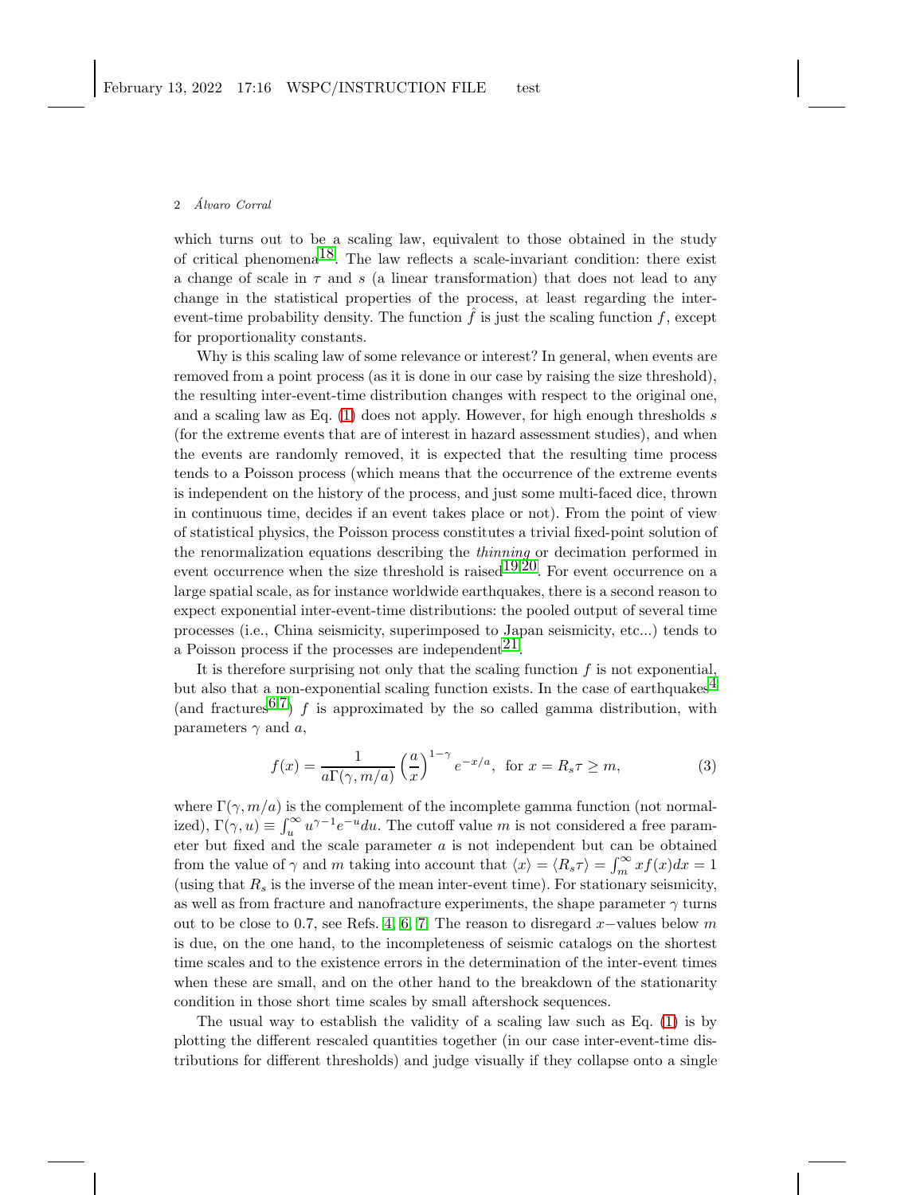which turns out to be a scaling law, equivalent to those obtained in the study of critical phenomena[18]. The law reflects a scale-invariant condition: there exist a change of scale in $\tau$ and $s$ (a linear transformation) that does not lead to any change in the statistical properties of the process, at least regarding the inter-event-time probability density. The function $\hat{f}$ is just the scaling function $f$, except for proportionality constants.

Why is this scaling law of some relevance or interest? In general, when events are removed from a point process (as it is done in our case by raising the size threshold), the resulting inter-event-time distribution changes with respect to the original one, and a scaling law as Eq. (1) does not apply. However, for high enough thresholds $s$ (for the extreme events that are of interest in hazard assessment studies), and when the events are randomly removed, it is expected that the resulting time process tends to a Poisson process (which means that the occurrence of the extreme events is independent on the history of the process, and just some multi-faced dice, thrown in continuous time, decides if an event takes place or not). From the point of view of statistical physics, the Poisson process constitutes a trivial fixed-point solution of the renormalization equations describing the *thinning* or decimation performed in event occurrence when the size threshold is raised[19,20]. For event occurrence on a large spatial scale, as for instance worldwide earthquakes, there is a second reason to expect exponential inter-event-time distributions: the pooled output of several time processes (i.e., China seismicity, superimposed to Japan seismicity, etc...) tends to a Poisson process if the processes are independent[21].

It is therefore surprising not only that the scaling function $f$ is not exponential, but also that a non-exponential scaling function exists. In the case of earthquakes[4] (and fractures[6,7]) $f$ is approximated by the so called gamma distribution, with parameters $\gamma$ and $a$,

$$f(x) = \frac{1}{a\Gamma(\gamma, m/a)} \left(\frac{a}{x}\right)^{1-\gamma} e^{-x/a}, \text{ for } x = R_s \tau \geq m, \tag{3}$$

where $\Gamma(\gamma, m/a)$ is the complement of the incomplete gamma function (not normalized), $\Gamma(\gamma, u) \equiv \int_u^\infty u^{\gamma-1} e^{-u} du$. The cutoff value $m$ is not considered a free parameter but fixed and the scale parameter $a$ is not independent but can be obtained from the value of $\gamma$ and $m$ taking into account that $\langle x \rangle = \langle R_s \tau \rangle = \int_m^\infty x f(x) dx = 1$ (using that $R_s$ is the inverse of the mean inter-event time). For stationary seismicity, as well as from fracture and nanofracture experiments, the shape parameter $\gamma$ turns out to be close to 0.7, see Refs. 4, 6, 7. The reason to disregard $x-$values below $m$ is due, on the one hand, to the incompleteness of seismic catalogs on the shortest time scales and to the existence errors in the determination of the inter-event times when these are small, and on the other hand to the breakdown of the stationarity condition in those short time scales by small aftershock sequences.

The usual way to establish the validity of a scaling law such as Eq. (1) is by plotting the different rescaled quantities together (in our case inter-event-time distributions for different thresholds) and judge visually if they collapse onto a single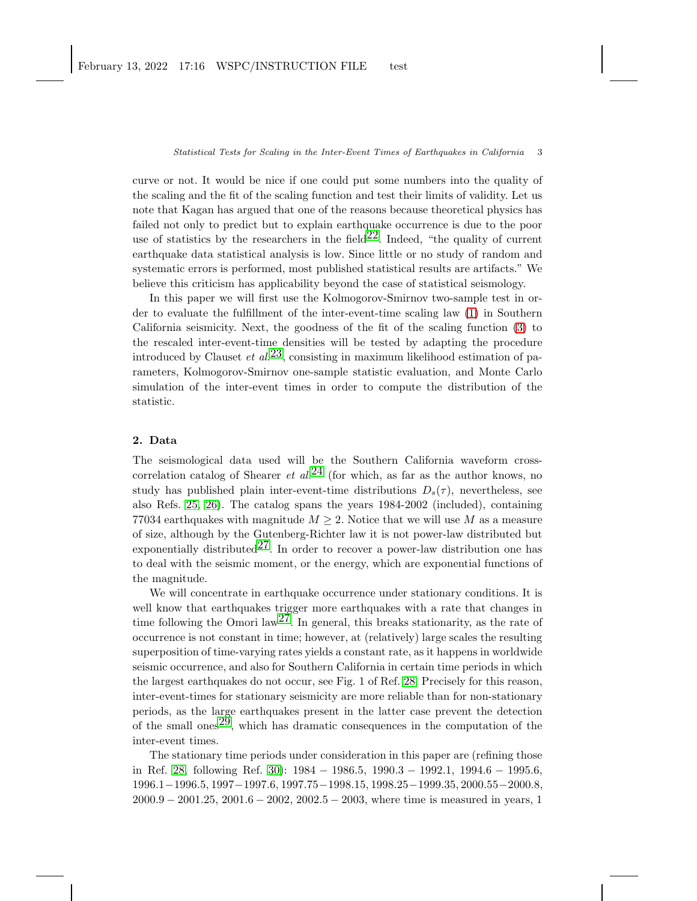curve or not. It would be nice if one could put some numbers into the quality of the scaling and the fit of the scaling function and test their limits of validity. Let us note that Kagan has argued that one of the reasons because theoretical physics has failed not only to predict but to explain earthquake occurrence is due to the poor use of statistics by the researchers in the field[22]. Indeed, "the quality of current earthquake data statistical analysis is low. Since little or no study of random and systematic errors is performed, most published statistical results are artifacts." We believe this criticism has applicability beyond the case of statistical seismology.

In this paper we will first use the Kolmogorov-Smirnov two-sample test in order to evaluate the fulfillment of the inter-event-time scaling law (1) in Southern California seismicity. Next, the goodness of the fit of the scaling function (3) to the rescaled inter-event-time densities will be tested by adapting the procedure introduced by Clauset *et al.*[23], consisting in maximum likelihood estimation of parameters, Kolmogorov-Smirnov one-sample statistic evaluation, and Monte Carlo simulation of the inter-event times in order to compute the distribution of the statistic.

## 2. Data

The seismological data used will be the Southern California waveform cross-correlation catalog of Shearer *et al.*[24] (for which, as far as the author knows, no study has published plain inter-event-time distributions $D_s(\tau)$, nevertheless, see also Refs. 25, 26). The catalog spans the years 1984-2002 (included), containing 77034 earthquakes with magnitude $M \geq 2$. Notice that we will use $M$ as a measure of size, although by the Gutenberg-Richter law it is not power-law distributed but exponentially distributed[27]. In order to recover a power-law distribution one has to deal with the seismic moment, or the energy, which are exponential functions of the magnitude.

We will concentrate in earthquake occurrence under stationary conditions. It is well know that earthquakes trigger more earthquakes with a rate that changes in time following the Omori law[27]. In general, this breaks stationarity, as the rate of occurrence is not constant in time; however, at (relatively) large scales the resulting superposition of time-varying rates yields a constant rate, as it happens in worldwide seismic occurrence, and also for Southern California in certain time periods in which the largest earthquakes do not occur, see Fig. 1 of Ref. 28. Precisely for this reason, inter-event-times for stationary seismicity are more reliable than for non-stationary periods, as the large earthquakes present in the latter case prevent the detection of the small ones[29], which has dramatic consequences in the computation of the inter-event times.

The stationary time periods under consideration in this paper are (refining those in Ref. 28, following Ref. 30): $1984-1986.5$, $1990.3-1992.1$, $1994.6-1995.6$, $1996.1-1996.5$, $1997-1997.6$, $1997.75-1998.15$, $1998.25-1999.35$, $2000.55-2000.8$, $2000.9-2001.25$, $2001.6-2002$, $2002.5-2003$, where time is measured in years, 1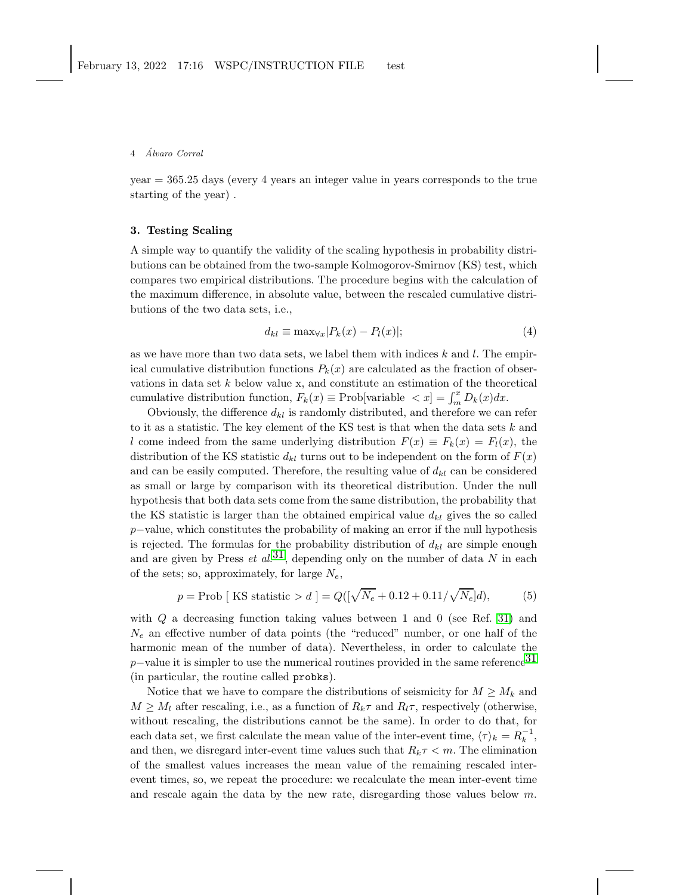year = 365.25 days (every 4 years an integer value in years corresponds to the true starting of the year) .

## 3. Testing Scaling

A simple way to quantify the validity of the scaling hypothesis in probability distributions can be obtained from the two-sample Kolmogorov-Smirnov (KS) test, which compares two empirical distributions. The procedure begins with the calculation of the maximum difference, in absolute value, between the rescaled cumulative distributions of the two data sets, i.e.,

$$d_{kl} \equiv \max_{\forall x} |P_k(x) - P_l(x)|; \tag{4}$$

as we have more than two data sets, we label them with indices $k$ and $l$. The empirical cumulative distribution functions $P_k(x)$ are calculated as the fraction of observations in data set $k$ below value x, and constitute an estimation of the theoretical cumulative distribution function, $F_k(x) \equiv \text{Prob}[\text{variable } < x] = \int_m^x D_k(x)dx$.

Obviously, the difference $d_{kl}$ is randomly distributed, and therefore we can refer to it as a statistic. The key element of the KS test is that when the data sets $k$ and $l$ come indeed from the same underlying distribution $F(x) \equiv F_k(x) = F_l(x)$, the distribution of the KS statistic $d_{kl}$ turns out to be independent on the form of $F(x)$ and can be easily computed. Therefore, the resulting value of $d_{kl}$ can be considered as small or large by comparison with its theoretical distribution. Under the null hypothesis that both data sets come from the same distribution, the probability that the KS statistic is larger than the obtained empirical value $d_{kl}$ gives the so called $p-$value, which constitutes the probability of making an error if the null hypothesis is rejected. The formulas for the probability distribution of $d_{kl}$ are simple enough and are given by Press *et al.*[31], depending only on the number of data $N$ in each of the sets; so, approximately, for large $N_e$,

$$p = \text{Prob [ KS statistic} > d \text{ ]} = Q([\sqrt{N_e} + 0.12 + 0.11/\sqrt{N_e}]d), \tag{5}$$

with $Q$ a decreasing function taking values between 1 and 0 (see Ref. 31) and $N_e$ an effective number of data points (the "reduced" number, or one half of the harmonic mean of the number of data). Nevertheless, in order to calculate the $p-$value it is simpler to use the numerical routines provided in the same reference[31] (in particular, the routine called `probks`).

Notice that we have to compare the distributions of seismicity for $M \geq M_k$ and $M \geq M_l$ after rescaling, i.e., as a function of $R_k\tau$ and $R_l\tau$, respectively (otherwise, without rescaling, the distributions cannot be the same). In order to do that, for each data set, we first calculate the mean value of the inter-event time, $\langle\tau\rangle_k = R_k^{-1}$, and then, we disregard inter-event time values such that $R_k\tau < m$. The elimination of the smallest values increases the mean value of the remaining rescaled inter-event times, so, we repeat the procedure: we recalculate the mean inter-event time and rescale again the data by the new rate, disregarding those values below $m$.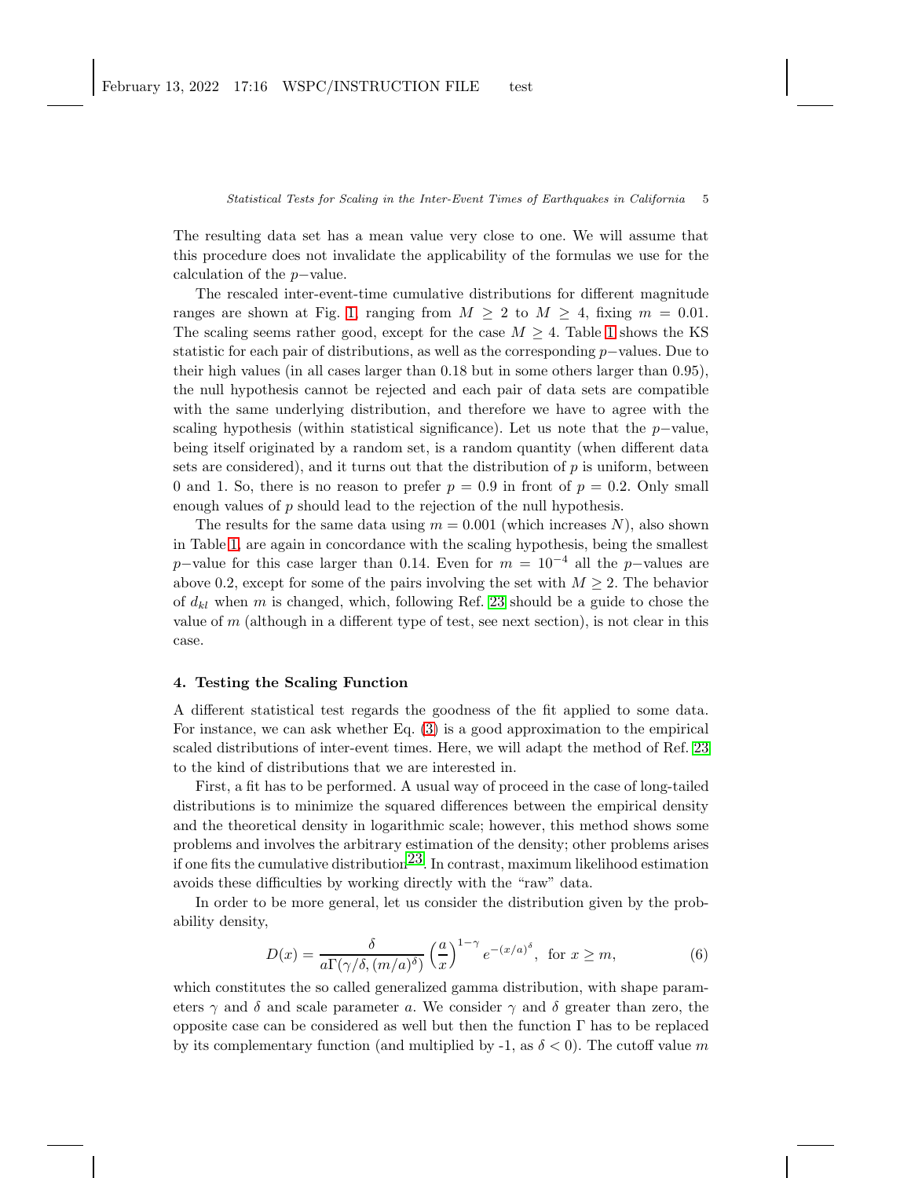The resulting data set has a mean value very close to one. We will assume that this procedure does not invalidate the applicability of the formulas we use for the calculation of the $p-$value.

The rescaled inter-event-time cumulative distributions for different magnitude ranges are shown at Fig. 1, ranging from $M \geq 2$ to $M \geq 4$, fixing $m = 0.01$. The scaling seems rather good, except for the case $M \geq 4$. Table 1 shows the KS statistic for each pair of distributions, as well as the corresponding $p-$values. Due to their high values (in all cases larger than 0.18 but in some others larger than 0.95), the null hypothesis cannot be rejected and each pair of data sets are compatible with the same underlying distribution, and therefore we have to agree with the scaling hypothesis (within statistical significance). Let us note that the $p-$value, being itself originated by a random set, is a random quantity (when different data sets are considered), and it turns out that the distribution of $p$ is uniform, between 0 and 1. So, there is no reason to prefer $p = 0.9$ in front of $p = 0.2$. Only small enough values of $p$ should lead to the rejection of the null hypothesis.

The results for the same data using $m = 0.001$ (which increases $N$), also shown in Table 1, are again in concordance with the scaling hypothesis, being the smallest $p-$value for this case larger than 0.14. Even for $m = 10^{-4}$ all the $p-$values are above 0.2, except for some of the pairs involving the set with $M \geq 2$. The behavior of $d_{kl}$ when $m$ is changed, which, following Ref. 23 should be a guide to chose the value of $m$ (although in a different type of test, see next section), is not clear in this case.

## 4. Testing the Scaling Function

A different statistical test regards the goodness of the fit applied to some data. For instance, we can ask whether Eq. (3) is a good approximation to the empirical scaled distributions of inter-event times. Here, we will adapt the method of Ref. 23 to the kind of distributions that we are interested in.

First, a fit has to be performed. A usual way of proceed in the case of long-tailed distributions is to minimize the squared differences between the empirical density and the theoretical density in logarithmic scale; however, this method shows some problems and involves the arbitrary estimation of the density; other problems arises if one fits the cumulative distribution[23]. In contrast, maximum likelihood estimation avoids these difficulties by working directly with the "raw" data.

In order to be more general, let us consider the distribution given by the probability density,

$$D(x) = \frac{\delta}{a\Gamma(\gamma/\delta, (m/a)^\delta)} \left(\frac{a}{x}\right)^{1-\gamma} e^{-(x/a)^\delta}, \text{ for } x \geq m, \tag{6}$$

which constitutes the so called generalized gamma distribution, with shape parameters $\gamma$ and $\delta$ and scale parameter $a$. We consider $\gamma$ and $\delta$ greater than zero, the opposite case can be considered as well but then the function $\Gamma$ has to be replaced by its complementary function (and multiplied by -1, as $\delta < 0$). The cutoff value $m$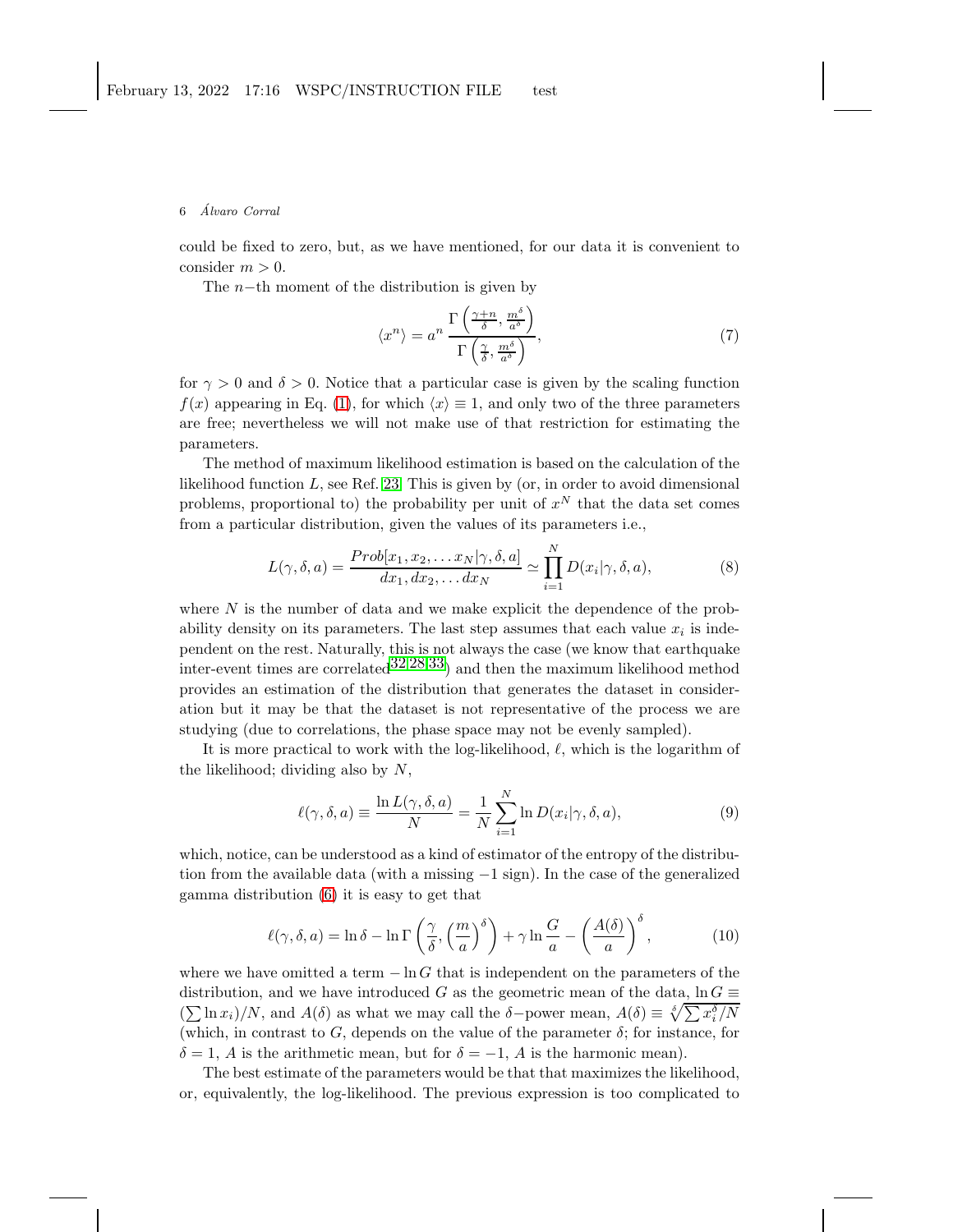could be fixed to zero, but, as we have mentioned, for our data it is convenient to consider $m > 0$.

The $n-$th moment of the distribution is given by

$$\langle x^n \rangle = a^n \frac{\Gamma\left(\frac{\gamma+n}{\delta}, \frac{m^\delta}{a^\delta}\right)}{\Gamma\left(\frac{\gamma}{\delta}, \frac{m^\delta}{a^\delta}\right)}, \tag{7}$$

for $\gamma > 0$ and $\delta > 0$. Notice that a particular case is given by the scaling function $f(x)$ appearing in Eq. (1), for which $\langle x \rangle \equiv 1$, and only two of the three parameters are free; nevertheless we will not make use of that restriction for estimating the parameters.

The method of maximum likelihood estimation is based on the calculation of the likelihood function $L$, see Ref. [23]. This is given by (or, in order to avoid dimensional problems, proportional to) the probability per unit of $x^N$ that the data set comes from a particular distribution, given the values of its parameters i.e.,

$$L(\gamma, \delta, a) = \frac{Prob[x_1, x_2, \dots x_N | \gamma, \delta, a]}{dx_1, dx_2, \dots dx_N} \simeq \prod_{i=1}^{N} D(x_i | \gamma, \delta, a), \tag{8}$$

where $N$ is the number of data and we make explicit the dependence of the probability density on its parameters. The last step assumes that each value $x_i$ is independent on the rest. Naturally, this is not always the case (we know that earthquake inter-event times are correlated[32,28,33]) and then the maximum likelihood method provides an estimation of the distribution that generates the dataset in consideration but it may be that the dataset is not representative of the process we are studying (due to correlations, the phase space may not be evenly sampled).

It is more practical to work with the log-likelihood, $\ell$, which is the logarithm of the likelihood; dividing also by $N$,

$$\ell(\gamma, \delta, a) \equiv \frac{\ln L(\gamma, \delta, a)}{N} = \frac{1}{N} \sum_{i=1}^{N} \ln D(x_i | \gamma, \delta, a), \tag{9}$$

which, notice, can be understood as a kind of estimator of the entropy of the distribution from the available data (with a missing $-1$ sign). In the case of the generalized gamma distribution (6) it is easy to get that

$$\ell(\gamma, \delta, a) = \ln \delta - \ln \Gamma\left(\frac{\gamma}{\delta}, \left(\frac{m}{a}\right)^\delta\right) + \gamma \ln \frac{G}{a} - \left(\frac{A(\delta)}{a}\right)^\delta, \tag{10}$$

where we have omitted a term $-\ln G$ that is independent on the parameters of the distribution, and we have introduced $G$ as the geometric mean of the data, $\ln G \equiv (\sum \ln x_i)/N$, and $A(\delta)$ as what we may call the $\delta-$power mean, $A(\delta) \equiv \sqrt[\delta]{\sum x_i^\delta / N}$ (which, in contrast to $G$, depends on the value of the parameter $\delta$; for instance, for $\delta = 1$, $A$ is the arithmetic mean, but for $\delta = -1$, $A$ is the harmonic mean).

The best estimate of the parameters would be that that maximizes the likelihood, or, equivalently, the log-likelihood. The previous expression is too complicated to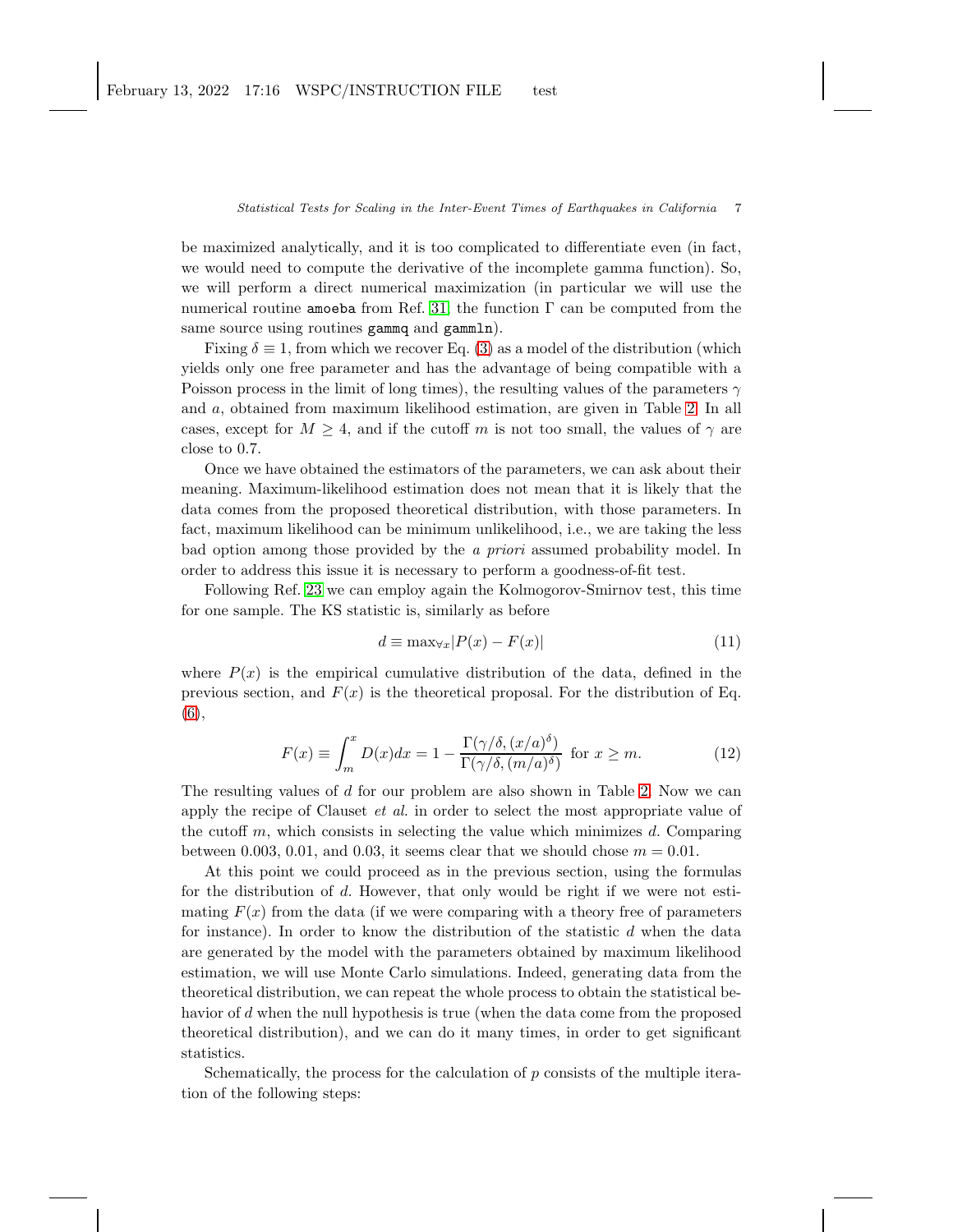be maximized analytically, and it is too complicated to differentiate even (in fact, we would need to compute the derivative of the incomplete gamma function). So, we will perform a direct numerical maximization (in particular we will use the numerical routine `amoeba` from Ref. 31; the function $\Gamma$ can be computed from the same source using routines `gammq` and `gammln`).

Fixing $\delta \equiv 1$, from which we recover Eq. (3) as a model of the distribution (which yields only one free parameter and has the advantage of being compatible with a Poisson process in the limit of long times), the resulting values of the parameters $\gamma$ and $a$, obtained from maximum likelihood estimation, are given in Table 2. In all cases, except for $M \geq 4$, and if the cutoff $m$ is not too small, the values of $\gamma$ are close to 0.7.

Once we have obtained the estimators of the parameters, we can ask about their meaning. Maximum-likelihood estimation does not mean that it is likely that the data comes from the proposed theoretical distribution, with those parameters. In fact, maximum likelihood can be minimum unlikelihood, i.e., we are taking the less bad option among those provided by the *a priori* assumed probability model. In order to address this issue it is necessary to perform a goodness-of-fit test.

Following Ref. 23 we can employ again the Kolmogorov-Smirnov test, this time for one sample. The KS statistic is, similarly as before

$$d \equiv \max_{\forall x} |P(x) - F(x)| \tag{11}$$

where $P(x)$ is the empirical cumulative distribution of the data, defined in the previous section, and $F(x)$ is the theoretical proposal. For the distribution of Eq. (6),

$$F(x) \equiv \int_m^x D(x)dx = 1 - \frac{\Gamma(\gamma/\delta, (x/a)^\delta)}{\Gamma(\gamma/\delta, (m/a)^\delta)} \text{ for } x \geq m. \tag{12}$$

The resulting values of $d$ for our problem are also shown in Table 2. Now we can apply the recipe of Clauset *et al.* in order to select the most appropriate value of the cutoff $m$, which consists in selecting the value which minimizes $d$. Comparing between 0.003, 0.01, and 0.03, it seems clear that we should chose $m = 0.01$.

At this point we could proceed as in the previous section, using the formulas for the distribution of $d$. However, that only would be right if we were not estimating $F(x)$ from the data (if we were comparing with a theory free of parameters for instance). In order to know the distribution of the statistic $d$ when the data are generated by the model with the parameters obtained by maximum likelihood estimation, we will use Monte Carlo simulations. Indeed, generating data from the theoretical distribution, we can repeat the whole process to obtain the statistical behavior of $d$ when the null hypothesis is true (when the data come from the proposed theoretical distribution), and we can do it many times, in order to get significant statistics.

Schematically, the process for the calculation of $p$ consists of the multiple iteration of the following steps: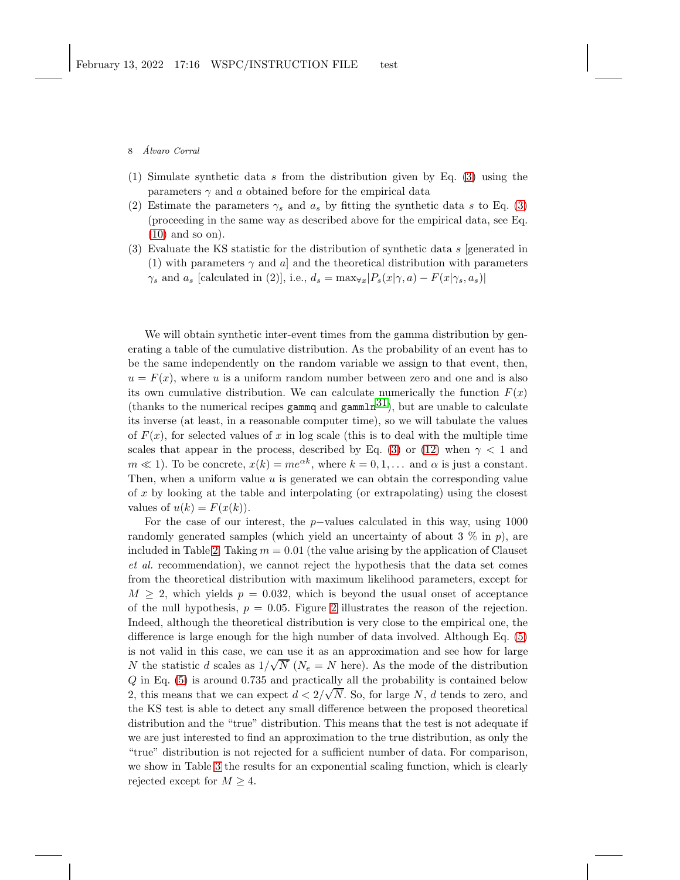(1) Simulate synthetic data $s$ from the distribution given by Eq. (3) using the parameters $\gamma$ and $a$ obtained before for the empirical data
(2) Estimate the parameters $\gamma_s$ and $a_s$ by fitting the synthetic data $s$ to Eq. (3) (proceeding in the same way as described above for the empirical data, see Eq. (10) and so on).
(3) Evaluate the KS statistic for the distribution of synthetic data $s$ [generated in (1) with parameters $\gamma$ and $a$] and the theoretical distribution with parameters $\gamma_s$ and $a_s$ [calculated in (2)], i.e., $d_s = \max_{\forall x} |P_s(x|\gamma, a) - F(x|\gamma_s, a_s)|$

We will obtain synthetic inter-event times from the gamma distribution by generating a table of the cumulative distribution. As the probability of an event has to be the same independently on the random variable we assign to that event, then, $u = F(x)$, where $u$ is a uniform random number between zero and one and is also its own cumulative distribution. We can calculate numerically the function $F(x)$ (thanks to the numerical recipes `gammq` and `gammln`[31]), but are unable to calculate its inverse (at least, in a reasonable computer time), so we will tabulate the values of $F(x)$, for selected values of $x$ in log scale (this is to deal with the multiple time scales that appear in the process, described by Eq. (3) or (12) when $\gamma < 1$ and $m \ll 1$). To be concrete, $x(k) = me^{\alpha k}$, where $k = 0, 1, \dots$ and $\alpha$ is just a constant. Then, when a uniform value $u$ is generated we can obtain the corresponding value of $x$ by looking at the table and interpolating (or extrapolating) using the closest values of $u(k) = F(x(k))$.

For the case of our interest, the $p-$values calculated in this way, using 1000 randomly generated samples (which yield an uncertainty of about 3 % in $p$), are included in Table 2. Taking $m = 0.01$ (the value arising by the application of Clauset *et al.* recommendation), we cannot reject the hypothesis that the data set comes from the theoretical distribution with maximum likelihood parameters, except for $M \geq 2$, which yields $p = 0.032$, which is beyond the usual onset of acceptance of the null hypothesis, $p = 0.05$. Figure 2 illustrates the reason of the rejection. Indeed, although the theoretical distribution is very close to the empirical one, the difference is large enough for the high number of data involved. Although Eq. (5) is not valid in this case, we can use it as an approximation and see how for large $N$ the statistic $d$ scales as $1/\sqrt{N}$ ($N_e = N$ here). As the mode of the distribution $Q$ in Eq. (5) is around 0.735 and practically all the probability is contained below 2, this means that we can expect $d < 2/\sqrt{N}$. So, for large $N$, $d$ tends to zero, and the KS test is able to detect any small difference between the proposed theoretical distribution and the "true" distribution. This means that the test is not adequate if we are just interested to find an approximation to the true distribution, as only the "true" distribution is not rejected for a sufficient number of data. For comparison, we show in Table 3 the results for an exponential scaling function, which is clearly rejected except for $M \geq 4$.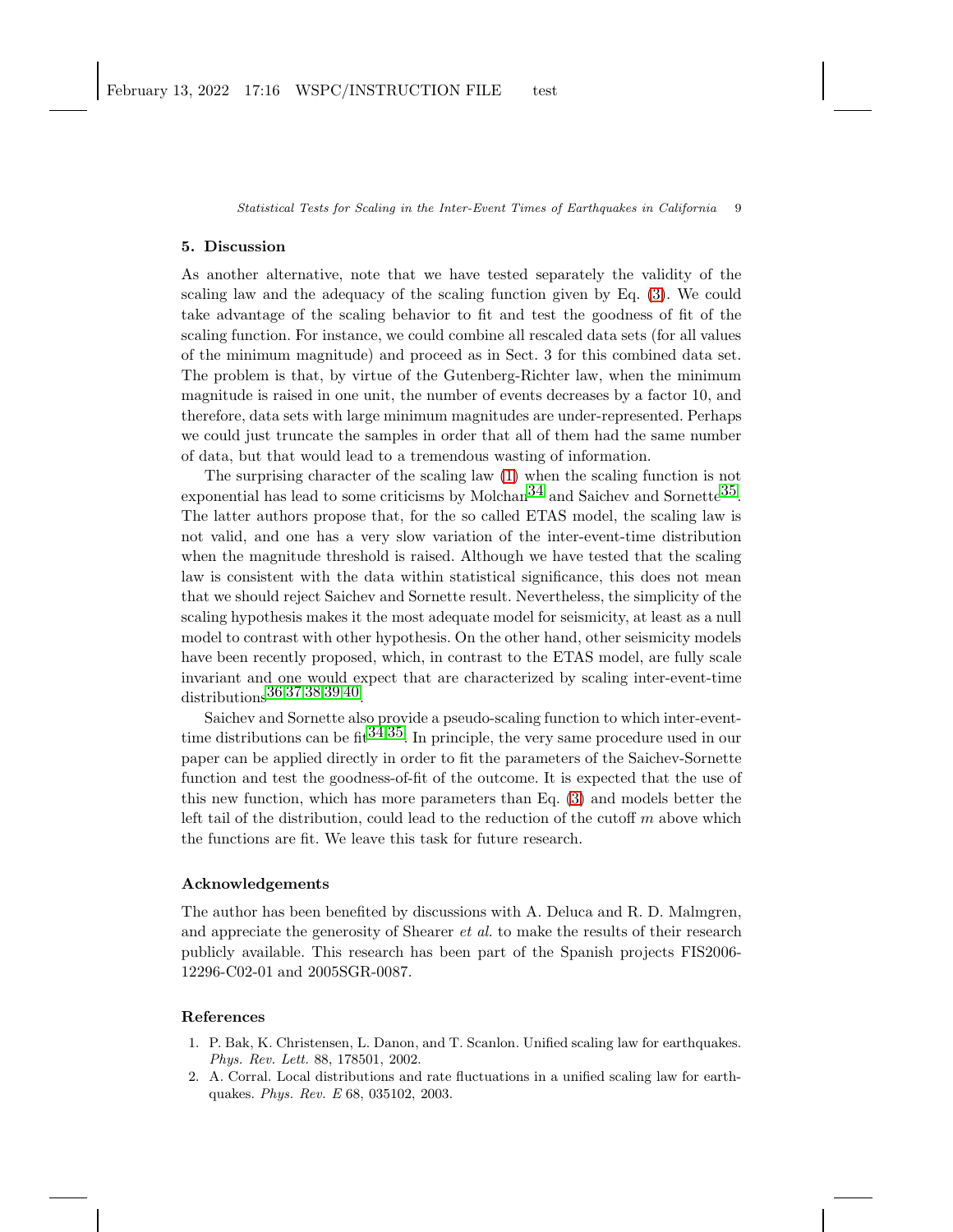## 5. Discussion

As another alternative, note that we have tested separately the validity of the scaling law and the adequacy of the scaling function given by Eq. (3). We could take advantage of the scaling behavior to fit and test the goodness of fit of the scaling function. For instance, we could combine all rescaled data sets (for all values of the minimum magnitude) and proceed as in Sect. 3 for this combined data set. The problem is that, by virtue of the Gutenberg-Richter law, when the minimum magnitude is raised in one unit, the number of events decreases by a factor 10, and therefore, data sets with large minimum magnitudes are under-represented. Perhaps we could just truncate the samples in order that all of them had the same number of data, but that would lead to a tremendous wasting of information.

The surprising character of the scaling law (1) when the scaling function is not exponential has lead to some criticisms by Molchan[34] and Saichev and Sornette[35]. The latter authors propose that, for the so called ETAS model, the scaling law is not valid, and one has a very slow variation of the inter-event-time distribution when the magnitude threshold is raised. Although we have tested that the scaling law is consistent with the data within statistical significance, this does not mean that we should reject Saichev and Sornette result. Nevertheless, the simplicity of the scaling hypothesis makes it the most adequate model for seismicity, at least as a null model to contrast with other hypothesis. On the other hand, other seismicity models have been recently proposed, which, in contrast to the ETAS model, are fully scale invariant and one would expect that are characterized by scaling inter-event-time distributions[36,37,38,39,40].

Saichev and Sornette also provide a pseudo-scaling function to which inter-event-time distributions can be fit[34,35]. In principle, the very same procedure used in our paper can be applied directly in order to fit the parameters of the Saichev-Sornette function and test the goodness-of-fit of the outcome. It is expected that the use of this new function, which has more parameters than Eq. (3) and models better the left tail of the distribution, could lead to the reduction of the cutoff $m$ above which the functions are fit. We leave this task for future research.

## Acknowledgements

The author has been benefited by discussions with A. Deluca and R. D. Malmgren, and appreciate the generosity of Shearer *et al.* to make the results of their research publicly available. This research has been part of the Spanish projects FIS2006-12296-C02-01 and 2005SGR-0087.

## References

1. P. Bak, K. Christensen, L. Danon, and T. Scanlon. Unified scaling law for earthquakes. *Phys. Rev. Lett.* 88, 178501, 2002.
2. A. Corral. Local distributions and rate fluctuations in a unified scaling law for earthquakes. *Phys. Rev. E* 68, 035102, 2003.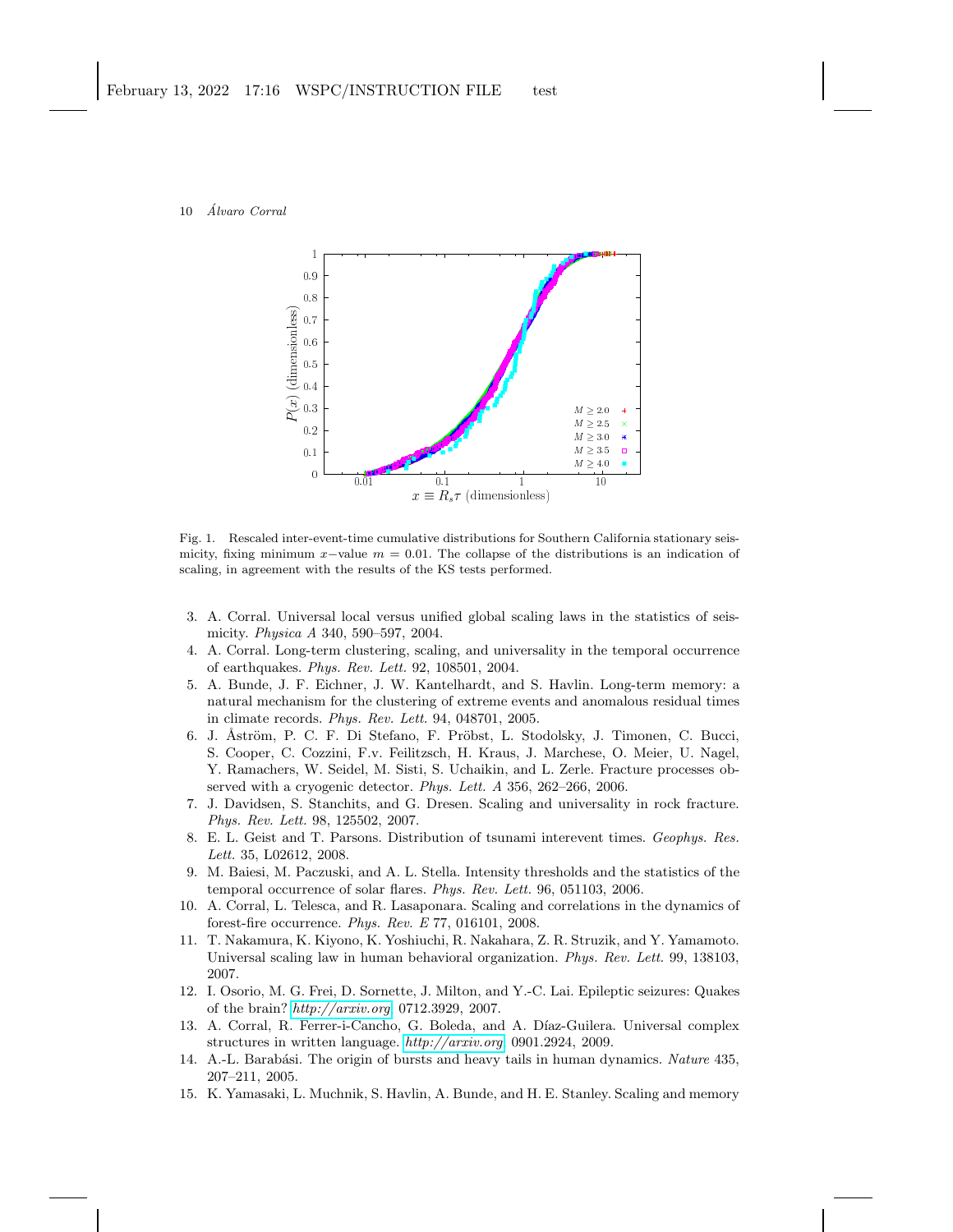Fig. 1. Rescaled inter-event-time cumulative distributions for Southern California stationary seismicity, fixing minimum $x$−value $m = 0.01$. The collapse of the distributions is an indication of scaling, in agreement with the results of the KS tests performed.

3. A. Corral. Universal local versus unified global scaling laws in the statistics of seismicity. *Physica A* 340, 590–597, 2004.
4. A. Corral. Long-term clustering, scaling, and universality in the temporal occurrence of earthquakes. *Phys. Rev. Lett.* 92, 108501, 2004.
5. A. Bunde, J. F. Eichner, J. W. Kantelhardt, and S. Havlin. Long-term memory: a natural mechanism for the clustering of extreme events and anomalous residual times in climate records. *Phys. Rev. Lett.* 94, 048701, 2005.
6. J. Åström, P. C. F. Di Stefano, F. Pröbst, L. Stodolsky, J. Timonen, C. Bucci, S. Cooper, C. Cozzini, F.v. Feilitzsch, H. Kraus, J. Marchese, O. Meier, U. Nagel, Y. Ramachers, W. Seidel, M. Sisti, S. Uchaikin, and L. Zerle. Fracture processes observed with a cryogenic detector. *Phys. Lett. A* 356, 262–266, 2006.
7. J. Davidsen, S. Stanchits, and G. Dresen. Scaling and universality in rock fracture. *Phys. Rev. Lett.* 98, 125502, 2007.
8. E. L. Geist and T. Parsons. Distribution of tsunami interevent times. *Geophys. Res. Lett.* 35, L02612, 2008.
9. M. Baiesi, M. Paczuski, and A. L. Stella. Intensity thresholds and the statistics of the temporal occurrence of solar flares. *Phys. Rev. Lett.* 96, 051103, 2006.
10. A. Corral, L. Telesca, and R. Lasaponara. Scaling and correlations in the dynamics of forest-fire occurrence. *Phys. Rev. E* 77, 016101, 2008.
11. T. Nakamura, K. Kiyono, K. Yoshiuchi, R. Nakahara, Z. R. Struzik, and Y. Yamamoto. Universal scaling law in human behavioral organization. *Phys. Rev. Lett.* 99, 138103, 2007.
12. I. Osorio, M. G. Frei, D. Sornette, J. Milton, and Y.-C. Lai. Epileptic seizures: Quakes of the brain? *http://arxiv.org* 0712.3929, 2007.
13. A. Corral, R. Ferrer-i-Cancho, G. Boleda, and A. Díaz-Guilera. Universal complex structures in written language. *http://arxiv.org* 0901.2924, 2009.
14. A.-L. Barabási. The origin of bursts and heavy tails in human dynamics. *Nature* 435, 207–211, 2005.
15. K. Yamasaki, L. Muchnik, S. Havlin, A. Bunde, and H. E. Stanley. Scaling and memory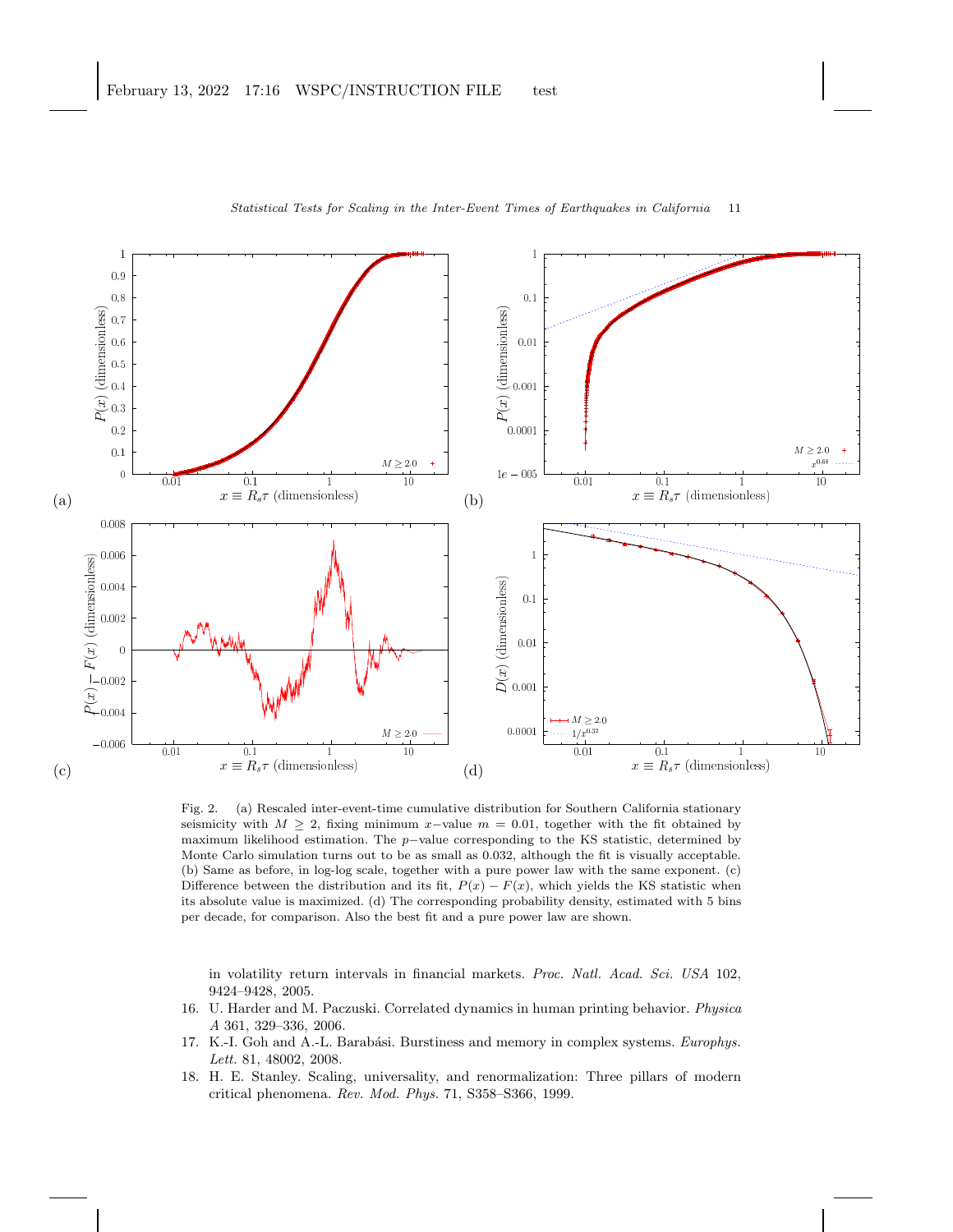Fig. 2. (a) Rescaled inter-event-time cumulative distribution for Southern California stationary seismicity with $M \geq 2$, fixing minimum $x-$value $m = 0.01$, together with the fit obtained by maximum likelihood estimation. The $p-$value corresponding to the KS statistic, determined by Monte Carlo simulation turns out to be as small as 0.032, although the fit is visually acceptable. (b) Same as before, in log-log scale, together with a pure power law with the same exponent. (c) Difference between the distribution and its fit, $P(x) - F(x)$, which yields the KS statistic when its absolute value is maximized. (d) The corresponding probability density, estimated with 5 bins per decade, for comparison. Also the best fit and a pure power law are shown.

in volatility return intervals in financial markets. *Proc. Natl. Acad. Sci. USA* 102, 9424–9428, 2005.

16. U. Harder and M. Paczuski. Correlated dynamics in human printing behavior. *Physica A* 361, 329–336, 2006.
17. K.-I. Goh and A.-L. Barabási. Burstiness and memory in complex systems. *Europhys. Lett.* 81, 48002, 2008.
18. H. E. Stanley. Scaling, universality, and renormalization: Three pillars of modern critical phenomena. *Rev. Mod. Phys.* 71, S358–S366, 1999.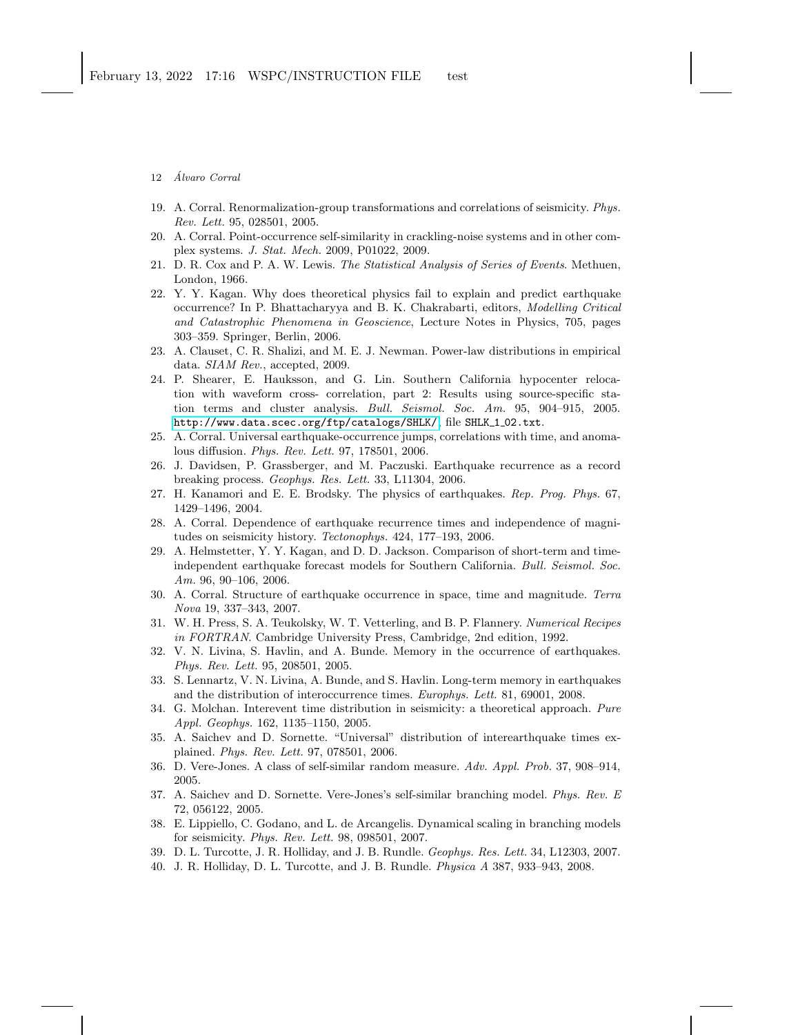19. A. Corral. Renormalization-group transformations and correlations of seismicity. *Phys. Rev. Lett.* 95, 028501, 2005.
20. A. Corral. Point-occurrence self-similarity in crackling-noise systems and in other complex systems. *J. Stat. Mech.* 2009, P01022, 2009.
21. D. R. Cox and P. A. W. Lewis. *The Statistical Analysis of Series of Events*. Methuen, London, 1966.
22. Y. Y. Kagan. Why does theoretical physics fail to explain and predict earthquake occurrence? In P. Bhattacharyya and B. K. Chakrabarti, editors, *Modelling Critical and Catastrophic Phenomena in Geoscience*, Lecture Notes in Physics, 705, pages 303–359. Springer, Berlin, 2006.
23. A. Clauset, C. R. Shalizi, and M. E. J. Newman. Power-law distributions in empirical data. *SIAM Rev.*, accepted, 2009.
24. P. Shearer, E. Hauksson, and G. Lin. Southern California hypocenter relocation with waveform cross- correlation, part 2: Results using source-specific station terms and cluster analysis. *Bull. Seismol. Soc. Am.* 95, 904–915, 2005. `http://www.data.scec.org/ftp/catalogs/SHLK/`, file `SHLK_1_02.txt`.
25. A. Corral. Universal earthquake-occurrence jumps, correlations with time, and anomalous diffusion. *Phys. Rev. Lett.* 97, 178501, 2006.
26. J. Davidsen, P. Grassberger, and M. Paczuski. Earthquake recurrence as a record breaking process. *Geophys. Res. Lett.* 33, L11304, 2006.
27. H. Kanamori and E. E. Brodsky. The physics of earthquakes. *Rep. Prog. Phys.* 67, 1429–1496, 2004.
28. A. Corral. Dependence of earthquake recurrence times and independence of magnitudes on seismicity history. *Tectonophys.* 424, 177–193, 2006.
29. A. Helmstetter, Y. Y. Kagan, and D. D. Jackson. Comparison of short-term and time-independent earthquake forecast models for Southern California. *Bull. Seismol. Soc. Am.* 96, 90–106, 2006.
30. A. Corral. Structure of earthquake occurrence in space, time and magnitude. *Terra Nova* 19, 337–343, 2007.
31. W. H. Press, S. A. Teukolsky, W. T. Vetterling, and B. P. Flannery. *Numerical Recipes in FORTRAN*. Cambridge University Press, Cambridge, 2nd edition, 1992.
32. V. N. Livina, S. Havlin, and A. Bunde. Memory in the occurrence of earthquakes. *Phys. Rev. Lett.* 95, 208501, 2005.
33. S. Lennartz, V. N. Livina, A. Bunde, and S. Havlin. Long-term memory in earthquakes and the distribution of interoccurrence times. *Europhys. Lett.* 81, 69001, 2008.
34. G. Molchan. Interevent time distribution in seismicity: a theoretical approach. *Pure Appl. Geophys.* 162, 1135–1150, 2005.
35. A. Saichev and D. Sornette. "Universal" distribution of interearthquake times explained. *Phys. Rev. Lett.* 97, 078501, 2006.
36. D. Vere-Jones. A class of self-similar random measure. *Adv. Appl. Prob.* 37, 908–914, 2005.
37. A. Saichev and D. Sornette. Vere-Jones's self-similar branching model. *Phys. Rev. E* 72, 056122, 2005.
38. E. Lippiello, C. Godano, and L. de Arcangelis. Dynamical scaling in branching models for seismicity. *Phys. Rev. Lett.* 98, 098501, 2007.
39. D. L. Turcotte, J. R. Holliday, and J. B. Rundle. *Geophys. Res. Lett.* 34, L12303, 2007.
40. J. R. Holliday, D. L. Turcotte, and J. B. Rundle. *Physica A* 387, 933–943, 2008.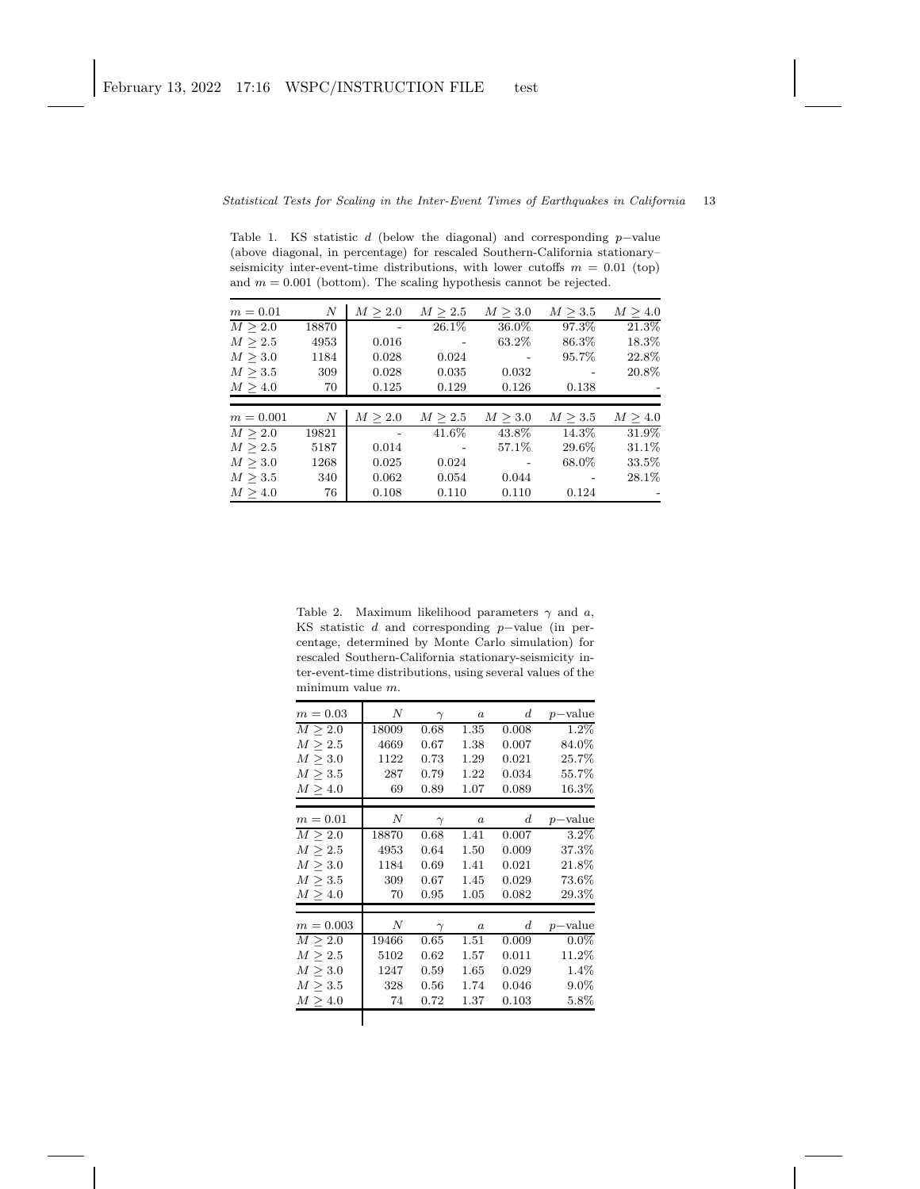Table 1. KS statistic $d$ (below the diagonal) and corresponding $p-$value (above diagonal, in percentage) for rescaled Southern-California stationary–seismicity inter-event-time distributions, with lower cutoffs $m = 0.01$ (top) and $m = 0.001$ (bottom). The scaling hypothesis cannot be rejected.

| $m = 0.01$ | $N$ | $M \geq 2.0$ | $M \geq 2.5$ | $M \geq 3.0$ | $M \geq 3.5$ | $M \geq 4.0$ |
|---|---|---|---|---|---|---|
| $M \geq 2.0$ | 18870 | - | 26.1% | 36.0% | 97.3% | 21.3% |
| $M \geq 2.5$ | 4953 | 0.016 | - | 63.2% | 86.3% | 18.3% |
| $M \geq 3.0$ | 1184 | 0.028 | 0.024 | - | 95.7% | 22.8% |
| $M \geq 3.5$ | 309 | 0.028 | 0.035 | 0.032 | - | 20.8% |
| $M \geq 4.0$ | 70 | 0.125 | 0.129 | 0.126 | 0.138 | - |

| $m = 0.001$ | $N$ | $M \geq 2.0$ | $M \geq 2.5$ | $M \geq 3.0$ | $M \geq 3.5$ | $M \geq 4.0$ |
|---|---|---|---|---|---|---|
| $M \geq 2.0$ | 19821 | - | 41.6% | 43.8% | 14.3% | 31.9% |
| $M \geq 2.5$ | 5187 | 0.014 | - | 57.1% | 29.6% | 31.1% |
| $M \geq 3.0$ | 1268 | 0.025 | 0.024 | - | 68.0% | 33.5% |
| $M \geq 3.5$ | 340 | 0.062 | 0.054 | 0.044 | - | 28.1% |
| $M \geq 4.0$ | 76 | 0.108 | 0.110 | 0.110 | 0.124 | - |

Table 2. Maximum likelihood parameters $\gamma$ and $a$, KS statistic $d$ and corresponding $p-$value (in percentage, determined by Monte Carlo simulation) for rescaled Southern-California stationary-seismicity inter-event-time distributions, using several values of the minimum value $m$.

| $m = 0.03$ | $N$ | $\gamma$ | $a$ | $d$ | $p-$value |
|---|---|---|---|---|---|
| $M \geq 2.0$ | 18009 | 0.68 | 1.35 | 0.008 | 1.2% |
| $M \geq 2.5$ | 4669 | 0.67 | 1.38 | 0.007 | 84.0% |
| $M \geq 3.0$ | 1122 | 0.73 | 1.29 | 0.021 | 25.7% |
| $M \geq 3.5$ | 287 | 0.79 | 1.22 | 0.034 | 55.7% |
| $M \geq 4.0$ | 69 | 0.89 | 1.07 | 0.089 | 16.3% |

| $m = 0.01$ | $N$ | $\gamma$ | $a$ | $d$ | $p-$value |
|---|---|---|---|---|---|
| $M \geq 2.0$ | 18870 | 0.68 | 1.41 | 0.007 | 3.2% |
| $M \geq 2.5$ | 4953 | 0.64 | 1.50 | 0.009 | 37.3% |
| $M \geq 3.0$ | 1184 | 0.69 | 1.41 | 0.021 | 21.8% |
| $M \geq 3.5$ | 309 | 0.67 | 1.45 | 0.029 | 73.6% |
| $M \geq 4.0$ | 70 | 0.95 | 1.05 | 0.082 | 29.3% |

| $m = 0.003$ | $N$ | $\gamma$ | $a$ | $d$ | $p-$value |
|---|---|---|---|---|---|
| $M \geq 2.0$ | 19466 | 0.65 | 1.51 | 0.009 | 0.0% |
| $M \geq 2.5$ | 5102 | 0.62 | 1.57 | 0.011 | 11.2% |
| $M \geq 3.0$ | 1247 | 0.59 | 1.65 | 0.029 | 1.4% |
| $M \geq 3.5$ | 328 | 0.56 | 1.74 | 0.046 | 9.0% |
| $M \geq 4.0$ | 74 | 0.72 | 1.37 | 0.103 | 5.8% |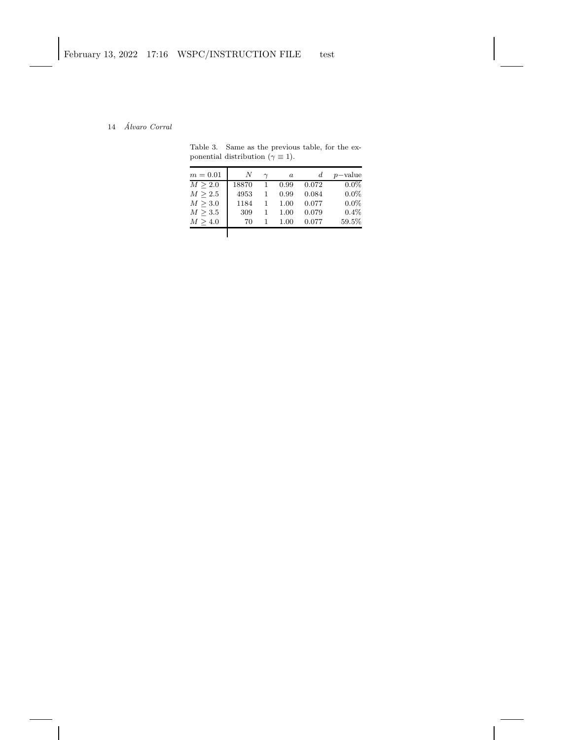Table 3. Same as the previous table, for the exponential distribution ($\gamma \equiv 1$).

| $m = 0.01$ | $N$ | $\gamma$ | $a$ | $d$ | $p-$value |
|---|---|---|---|---|---|
| $M \geq 2.0$ | 18870 | 1 | 0.99 | 0.072 | 0.0% |
| $M \geq 2.5$ | 4953 | 1 | 0.99 | 0.084 | 0.0% |
| $M \geq 3.0$ | 1184 | 1 | 1.00 | 0.077 | 0.0% |
| $M \geq 3.5$ | 309 | 1 | 1.00 | 0.079 | 0.4% |
| $M \geq 4.0$ | 70 | 1 | 1.00 | 0.077 | 59.5% |